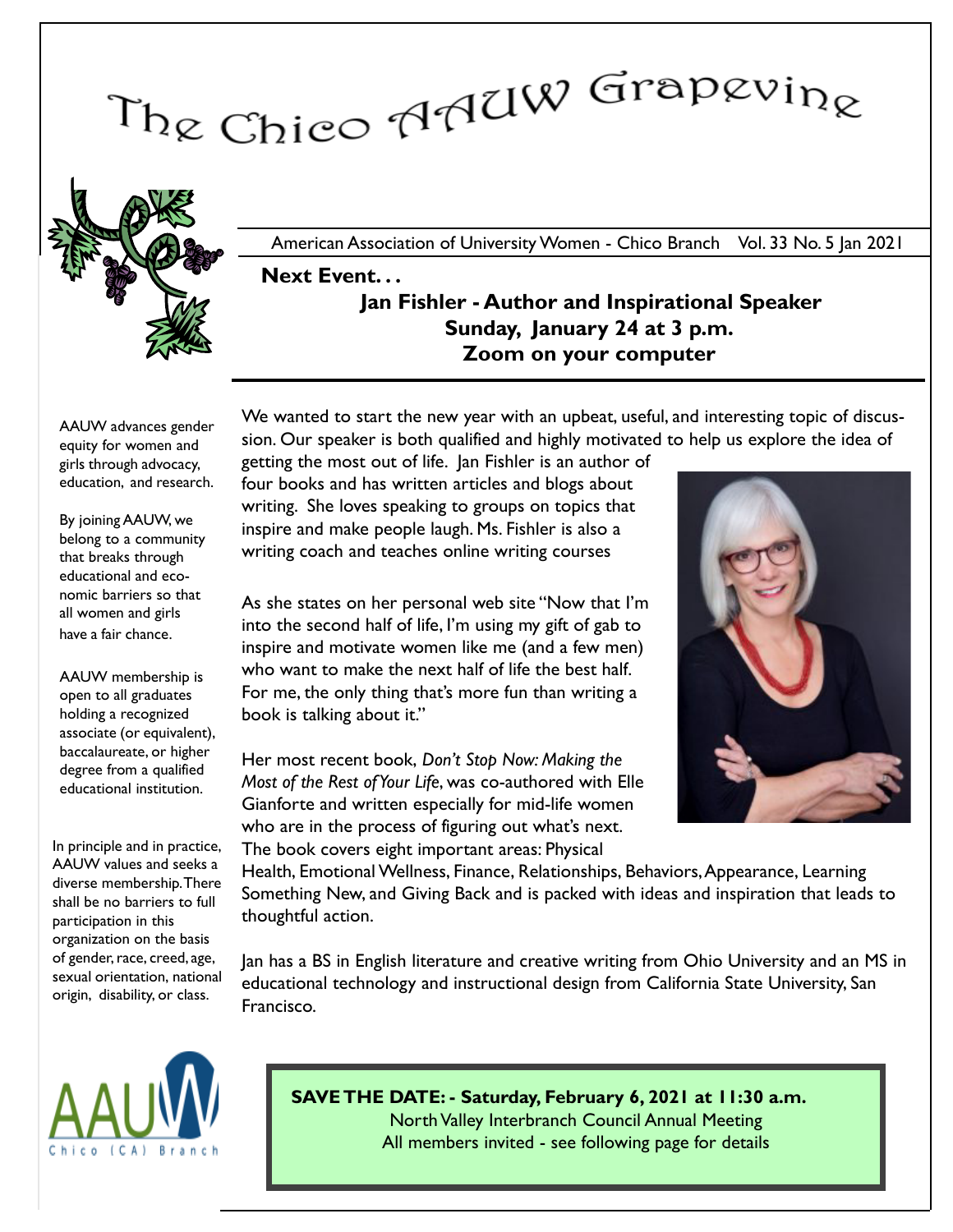# The Chico AAUW Grapevine

American Association of University Women - Chico Branch Vol. 33 No. 5 Jan 2021

**Next Event. . .**

## Jan Fishler - Author and Inspirational Speaker
## Sunday, January 24 at 3 p.m.
## Zoom on your computer

AAUW advances gender equity for women and girls through advocacy, education, and research.

By joining AAUW, we belong to a community that breaks through educational and economic barriers so that all women and girls have a fair chance.

AAUW membership is open to all graduates holding a recognized associate (or equivalent), baccalaureate, or higher degree from a qualified educational institution.

In principle and in practice, AAUW values and seeks a diverse membership. There shall be no barriers to full participation in this organization on the basis of gender, race, creed, age, sexual orientation, national origin, disability, or class.

We wanted to start the new year with an upbeat, useful, and interesting topic of discussion. Our speaker is both qualified and highly motivated to help us explore the idea of getting the most out of life. Jan Fishler is an author of four books and has written articles and blogs about writing. She loves speaking to groups on topics that inspire and make people laugh. Ms. Fishler is also a writing coach and teaches online writing courses

As she states on her personal web site "Now that I'm into the second half of life, I'm using my gift of gab to inspire and motivate women like me (and a few men) who want to make the next half of life the best half. For me, the only thing that's more fun than writing a book is talking about it."

Her most recent book, *Don't Stop Now: Making the Most of the Rest of Your Life*, was co-authored with Elle Gianforte and written especially for mid-life women who are in the process of figuring out what's next. The book covers eight important areas: Physical Health, Emotional Wellness, Finance, Relationships, Behaviors, Appearance, Learning Something New, and Giving Back and is packed with ideas and inspiration that leads to thoughtful action.

Jan has a BS in English literature and creative writing from Ohio University and an MS in educational technology and instructional design from California State University, San Francisco.

**SAVE THE DATE: - Saturday, February 6, 2021 at 11:30 a.m.**
North Valley Interbranch Council Annual Meeting
All members invited - see following page for details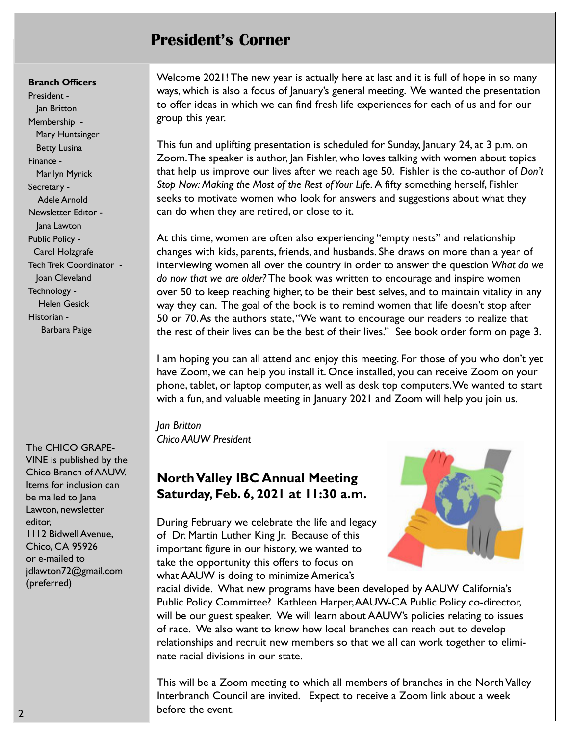# President's Corner

**Branch Officers**

President -
Jan Britton

Membership -
Mary Huntsinger
Betty Lusina

Finance -
Marilyn Myrick

Secretary -
Adele Arnold

Newsletter Editor -
Jana Lawton

Public Policy -
Carol Holzgrafe

Tech Trek Coordinator -
Joan Cleveland

Technology -
Helen Gesick

Historian -
Barbara Paige

The CHICO GRAPE-VINE is published by the Chico Branch of AAUW. Items for inclusion can be mailed to Jana Lawton, newsletter editor, 1112 Bidwell Avenue, Chico, CA 95926 or e-mailed to jdlawton72@gmail.com (preferred)

Welcome 2021! The new year is actually here at last and it is full of hope in so many ways, which is also a focus of January's general meeting. We wanted the presentation to offer ideas in which we can find fresh life experiences for each of us and for our group this year.

This fun and uplifting presentation is scheduled for Sunday, January 24, at 3 p.m. on Zoom. The speaker is author, Jan Fishler, who loves talking with women about topics that help us improve our lives after we reach age 50. Fishler is the co-author of *Don't Stop Now: Making the Most of the Rest of Your Life*. A fifty something herself, Fishler seeks to motivate women who look for answers and suggestions about what they can do when they are retired, or close to it.

At this time, women are often also experiencing "empty nests" and relationship changes with kids, parents, friends, and husbands. She draws on more than a year of interviewing women all over the country in order to answer the question *What do we do now that we are older?* The book was written to encourage and inspire women over 50 to keep reaching higher, to be their best selves, and to maintain vitality in any way they can. The goal of the book is to remind women that life doesn't stop after 50 or 70. As the authors state, "We want to encourage our readers to realize that the rest of their lives can be the best of their lives." See book order form on page 3.

I am hoping you can all attend and enjoy this meeting. For those of you who don't yet have Zoom, we can help you install it. Once installed, you can receive Zoom on your phone, tablet, or laptop computer, as well as desk top computers. We wanted to start with a fun, and valuable meeting in January 2021 and Zoom will help you join us.

*Jan Britton*
*Chico AAUW President*

## North Valley IBC Annual Meeting Saturday, Feb. 6, 2021 at 11:30 a.m.

During February we celebrate the life and legacy of Dr. Martin Luther King Jr. Because of this important figure in our history, we wanted to take the opportunity this offers to focus on what AAUW is doing to minimize America's racial divide. What new programs have been developed by AAUW California's Public Policy Committee? Kathleen Harper, AAUW-CA Public Policy co-director, will be our guest speaker. We will learn about AAUW's policies relating to issues of race. We also want to know how local branches can reach out to develop relationships and recruit new members so that we all can work together to eliminate racial divisions in our state.

This will be a Zoom meeting to which all members of branches in the North Valley Interbranch Council are invited. Expect to receive a Zoom link about a week before the event.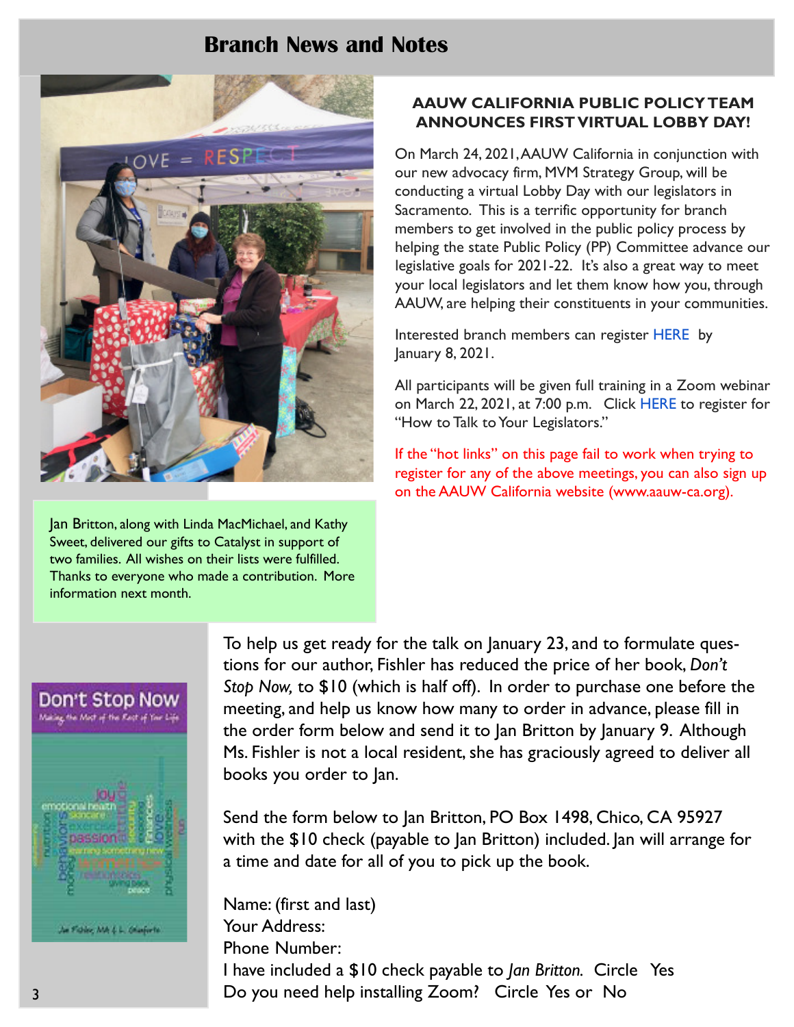# Branch News and Notes

Jan Britton, along with Linda MacMichael, and Kathy Sweet, delivered our gifts to Catalyst in support of two families. All wishes on their lists were fulfilled. Thanks to everyone who made a contribution. More information next month.

## AAUW CALIFORNIA PUBLIC POLICY TEAM ANNOUNCES FIRST VIRTUAL LOBBY DAY!

On March 24, 2021, AAUW California in conjunction with our new advocacy firm, MVM Strategy Group, will be conducting a virtual Lobby Day with our legislators in Sacramento. This is a terrific opportunity for branch members to get involved in the public policy process by helping the state Public Policy (PP) Committee advance our legislative goals for 2021-22. It's also a great way to meet your local legislators and let them know how you, through AAUW, are helping their constituents in your communities.

Interested branch members can register HERE by January 8, 2021.

All participants will be given full training in a Zoom webinar on March 22, 2021, at 7:00 p.m. Click HERE to register for "How to Talk to Your Legislators."

If the "hot links" on this page fail to work when trying to register for any of the above meetings, you can also sign up on the AAUW California website (www.aauw-ca.org).

To help us get ready for the talk on January 23, and to formulate questions for our author, Fishler has reduced the price of her book, *Don't Stop Now,* to $10 (which is half off). In order to purchase one before the meeting, and help us know how many to order in advance, please fill in the order form below and send it to Jan Britton by January 9. Although Ms. Fishler is not a local resident, she has graciously agreed to deliver all books you order to Jan.

Send the form below to Jan Britton, PO Box 1498, Chico, CA 95927 with the $10 check (payable to Jan Britton) included. Jan will arrange for a time and date for all of you to pick up the book.

Name: (first and last)
Your Address:
Phone Number:
I have included a $10 check payable to *Jan Britton.* Circle Yes
Do you need help installing Zoom? Circle Yes or No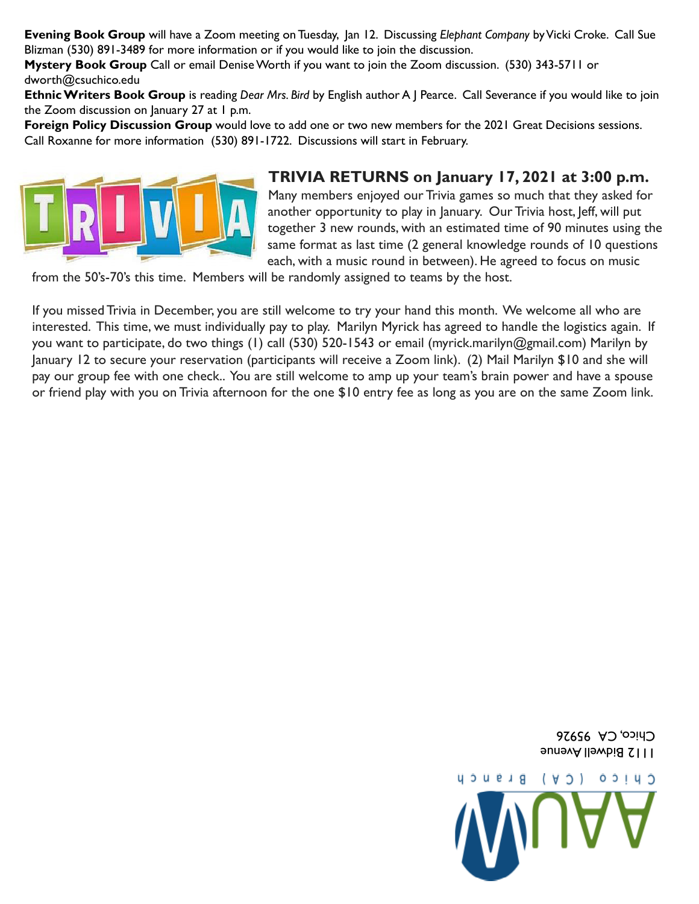**Evening Book Group** will have a Zoom meeting on Tuesday, Jan 12. Discussing *Elephant Company* by Vicki Croke. Call Sue Blizman (530) 891-3489 for more information or if you would like to join the discussion.

**Mystery Book Group** Call or email Denise Worth if you want to join the Zoom discussion. (530) 343-5711 or dworth@csuchico.edu

**Ethnic Writers Book Group** is reading *Dear Mrs. Bird* by English author A J Pearce. Call Severance if you would like to join the Zoom discussion on January 27 at 1 p.m.

**Foreign Policy Discussion Group** would love to add one or two new members for the 2021 Great Decisions sessions. Call Roxanne for more information (530) 891-1722. Discussions will start in February.

## TRIVIA RETURNS on January 17, 2021 at 3:00 p.m.

Many members enjoyed our Trivia games so much that they asked for another opportunity to play in January. Our Trivia host, Jeff, will put together 3 new rounds, with an estimated time of 90 minutes using the same format as last time (2 general knowledge rounds of 10 questions each, with a music round in between). He agreed to focus on music from the 50's-70's this time. Members will be randomly assigned to teams by the host.

If you missed Trivia in December, you are still welcome to try your hand this month. We welcome all who are interested. This time, we must individually pay to play. Marilyn Myrick has agreed to handle the logistics again. If you want to participate, do two things (1) call (530) 520-1543 or email (myrick.marilyn@gmail.com) Marilyn by January 12 to secure your reservation (participants will receive a Zoom link). (2) Mail Marilyn $10 and she will pay our group fee with one check.. You are still welcome to amp up your team's brain power and have a spouse or friend play with you on Trivia afternoon for the one $10 entry fee as long as you are on the same Zoom link.

AAUW

Chico (CA) Branch

1112 Bidwell Avenue

Chico, CA 95926